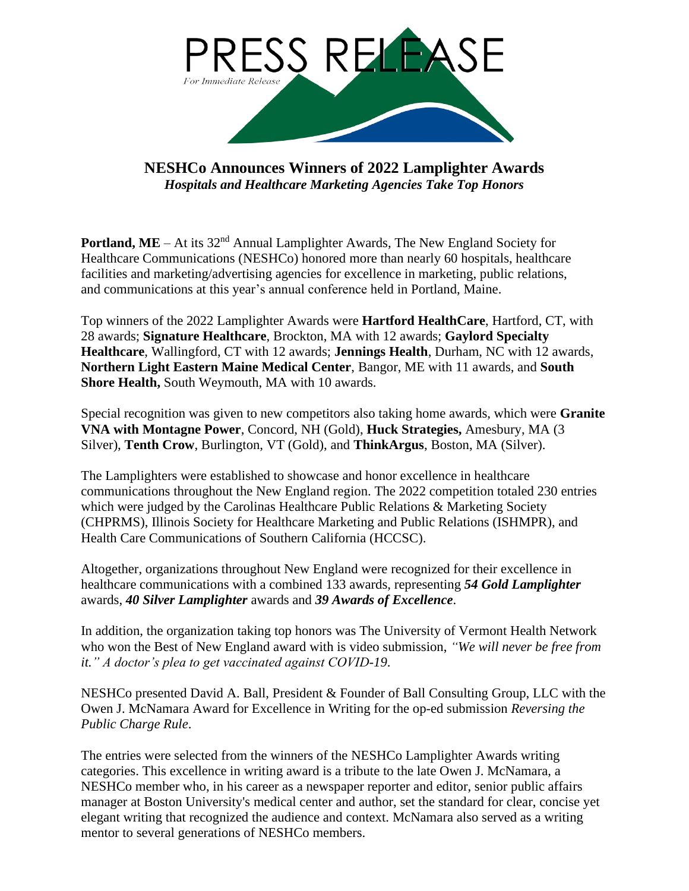# PRESS RELEASE

*For Immediate Release*

## NESHCo Announces Winners of 2022 Lamplighter Awards

***Hospitals and Healthcare Marketing Agencies Take Top Honors***

**Portland, ME** – At its 32nd Annual Lamplighter Awards, The New England Society for Healthcare Communications (NESHCo) honored more than nearly 60 hospitals, healthcare facilities and marketing/advertising agencies for excellence in marketing, public relations, and communications at this year's annual conference held in Portland, Maine.

Top winners of the 2022 Lamplighter Awards were **Hartford HealthCare**, Hartford, CT, with 28 awards; **Signature Healthcare**, Brockton, MA with 12 awards; **Gaylord Specialty Healthcare**, Wallingford, CT with 12 awards; **Jennings Health**, Durham, NC with 12 awards, **Northern Light Eastern Maine Medical Center**, Bangor, ME with 11 awards, and **South Shore Health,** South Weymouth, MA with 10 awards.

Special recognition was given to new competitors also taking home awards, which were **Granite VNA with Montagne Power**, Concord, NH (Gold), **Huck Strategies,** Amesbury, MA (3 Silver), **Tenth Crow**, Burlington, VT (Gold), and **ThinkArgus**, Boston, MA (Silver).

The Lamplighters were established to showcase and honor excellence in healthcare communications throughout the New England region. The 2022 competition totaled 230 entries which were judged by the Carolinas Healthcare Public Relations & Marketing Society (CHPRMS), Illinois Society for Healthcare Marketing and Public Relations (ISHMPR), and Health Care Communications of Southern California (HCCSC).

Altogether, organizations throughout New England were recognized for their excellence in healthcare communications with a combined 133 awards, representing ***54 Gold Lamplighter*** awards, ***40 Silver Lamplighter*** awards and ***39 Awards of Excellence***.

In addition, the organization taking top honors was The University of Vermont Health Network who won the Best of New England award with is video submission, *"We will never be free from it." A doctor's plea to get vaccinated against COVID-19*.

NESHCo presented David A. Ball, President & Founder of Ball Consulting Group, LLC with the Owen J. McNamara Award for Excellence in Writing for the op-ed submission *Reversing the Public Charge Rule*.

The entries were selected from the winners of the NESHCo Lamplighter Awards writing categories. This excellence in writing award is a tribute to the late Owen J. McNamara, a NESHCo member who, in his career as a newspaper reporter and editor, senior public affairs manager at Boston University's medical center and author, set the standard for clear, concise yet elegant writing that recognized the audience and context. McNamara also served as a writing mentor to several generations of NESHCo members.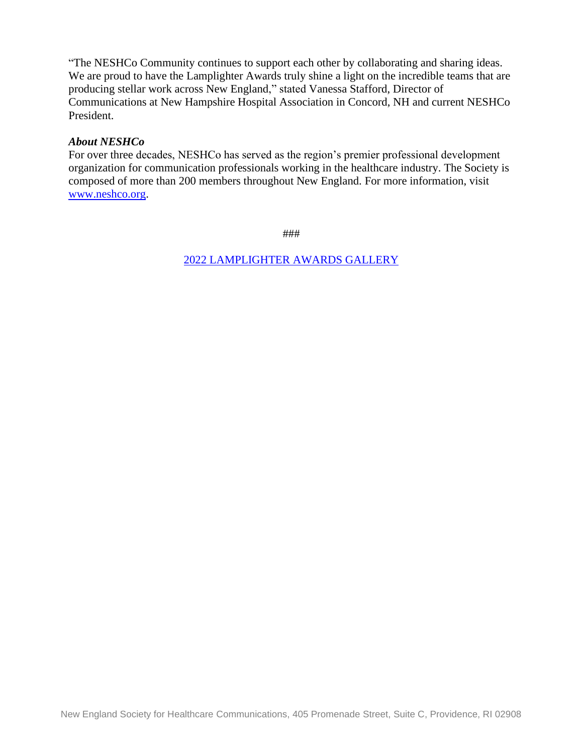"The NESHCo Community continues to support each other by collaborating and sharing ideas. We are proud to have the Lamplighter Awards truly shine a light on the incredible teams that are producing stellar work across New England," stated Vanessa Stafford, Director of Communications at New Hampshire Hospital Association in Concord, NH and current NESHCo President.

***About NESHCo***

For over three decades, NESHCo has served as the region's premier professional development organization for communication professionals working in the healthcare industry. The Society is composed of more than 200 members throughout New England. For more information, visit [www.neshco.org](http://www.neshco.org).

###

2022 LAMPLIGHTER AWARDS GALLERY